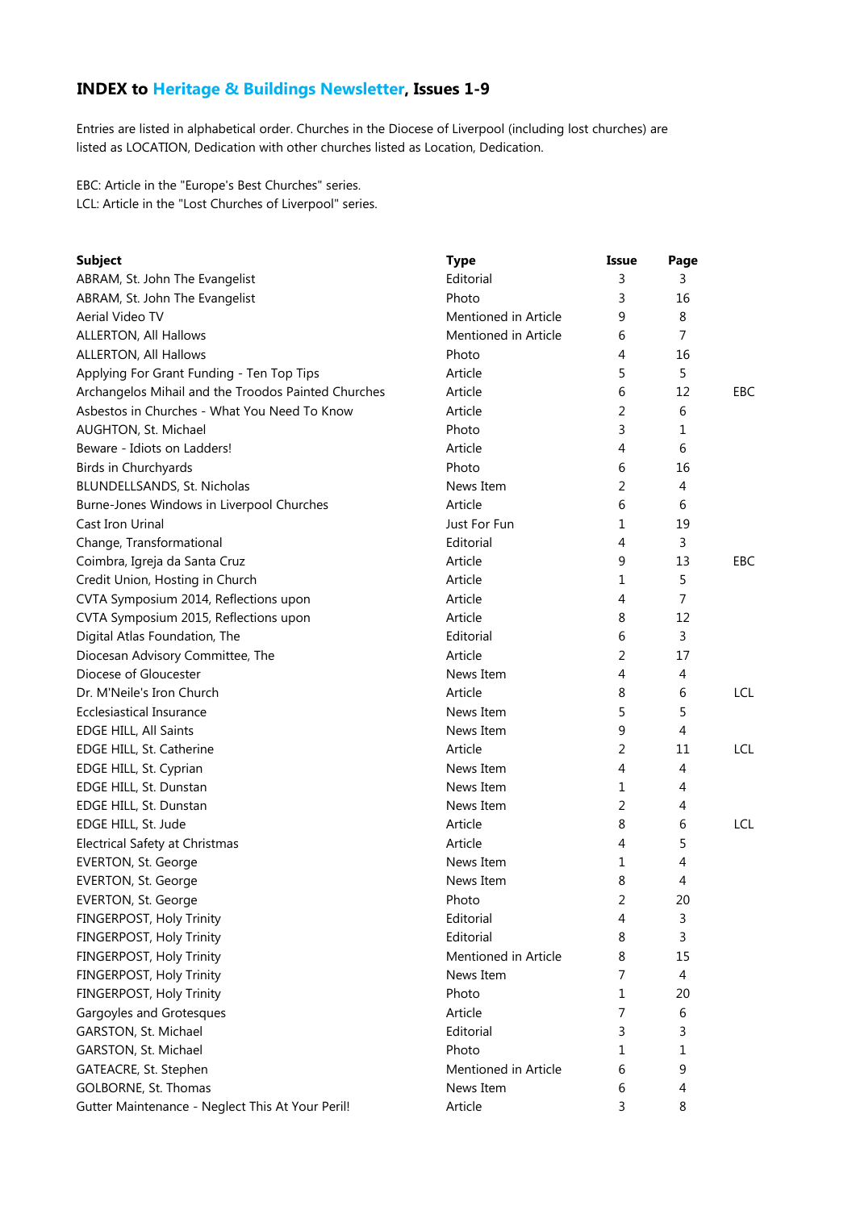# INDEX to Heritage & Buildings Newsletter, Issues 1-9

Entries are listed in alphabetical order. Churches in the Diocese of Liverpool (including lost churches) are listed as LOCATION, Dedication with other churches listed as Location, Dedication.

EBC: Article in the "Europe's Best Churches" series.
LCL: Article in the "Lost Churches of Liverpool" series.

| Subject | Type | Issue | Page | |
|---|---|---|---|---|
| ABRAM, St. John The Evangelist | Editorial | 3 | 3 | |
| ABRAM, St. John The Evangelist | Photo | 3 | 16 | |
| Aerial Video TV | Mentioned in Article | 9 | 8 | |
| ALLERTON, All Hallows | Mentioned in Article | 6 | 7 | |
| ALLERTON, All Hallows | Photo | 4 | 16 | |
| Applying For Grant Funding - Ten Top Tips | Article | 5 | 5 | |
| Archangelos Mihail and the Troodos Painted Churches | Article | 6 | 12 | EBC |
| Asbestos in Churches - What You Need To Know | Article | 2 | 6 | |
| AUGHTON, St. Michael | Photo | 3 | 1 | |
| Beware - Idiots on Ladders! | Article | 4 | 6 | |
| Birds in Churchyards | Photo | 6 | 16 | |
| BLUNDELLSANDS, St. Nicholas | News Item | 2 | 4 | |
| Burne-Jones Windows in Liverpool Churches | Article | 6 | 6 | |
| Cast Iron Urinal | Just For Fun | 1 | 19 | |
| Change, Transformational | Editorial | 4 | 3 | |
| Coimbra, Igreja da Santa Cruz | Article | 9 | 13 | EBC |
| Credit Union, Hosting in Church | Article | 1 | 5 | |
| CVTA Symposium 2014, Reflections upon | Article | 4 | 7 | |
| CVTA Symposium 2015, Reflections upon | Article | 8 | 12 | |
| Digital Atlas Foundation, The | Editorial | 6 | 3 | |
| Diocesan Advisory Committee, The | Article | 2 | 17 | |
| Diocese of Gloucester | News Item | 4 | 4 | |
| Dr. M'Neile's Iron Church | Article | 8 | 6 | LCL |
| Ecclesiastical Insurance | News Item | 5 | 5 | |
| EDGE HILL, All Saints | News Item | 9 | 4 | |
| EDGE HILL, St. Catherine | Article | 2 | 11 | LCL |
| EDGE HILL, St. Cyprian | News Item | 4 | 4 | |
| EDGE HILL, St. Dunstan | News Item | 1 | 4 | |
| EDGE HILL, St. Dunstan | News Item | 2 | 4 | |
| EDGE HILL, St. Jude | Article | 8 | 6 | LCL |
| Electrical Safety at Christmas | Article | 4 | 5 | |
| EVERTON, St. George | News Item | 1 | 4 | |
| EVERTON, St. George | News Item | 8 | 4 | |
| EVERTON, St. George | Photo | 2 | 20 | |
| FINGERPOST, Holy Trinity | Editorial | 4 | 3 | |
| FINGERPOST, Holy Trinity | Editorial | 8 | 3 | |
| FINGERPOST, Holy Trinity | Mentioned in Article | 8 | 15 | |
| FINGERPOST, Holy Trinity | News Item | 7 | 4 | |
| FINGERPOST, Holy Trinity | Photo | 1 | 20 | |
| Gargoyles and Grotesques | Article | 7 | 6 | |
| GARSTON, St. Michael | Editorial | 3 | 3 | |
| GARSTON, St. Michael | Photo | 1 | 1 | |
| GATEACRE, St. Stephen | Mentioned in Article | 6 | 9 | |
| GOLBORNE, St. Thomas | News Item | 6 | 4 | |
| Gutter Maintenance - Neglect This At Your Peril! | Article | 3 | 8 | |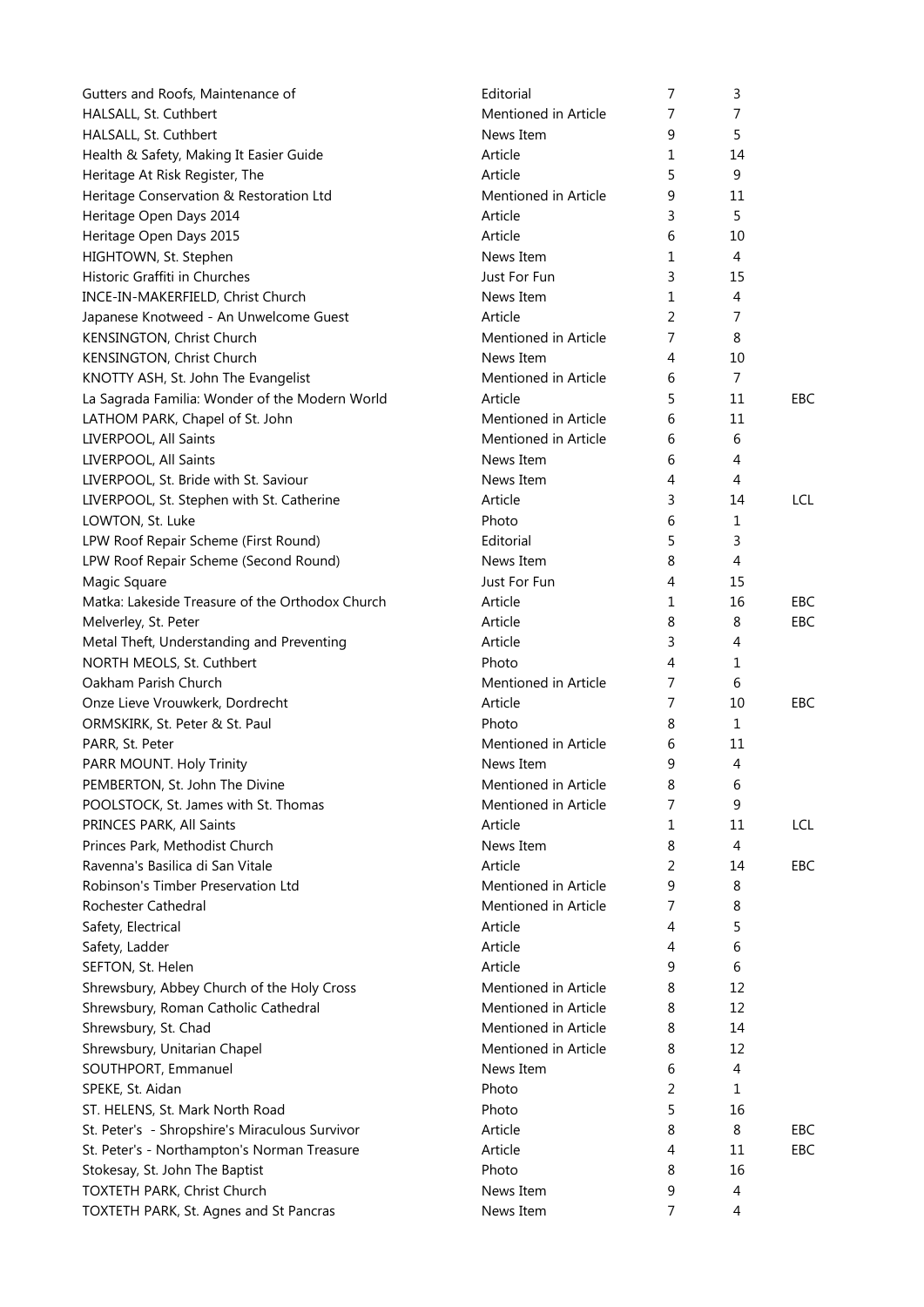| | | | | |
|---|---|---|---|---|
| Gutters and Roofs, Maintenance of | Editorial | 7 | 3 | |
| HALSALL, St. Cuthbert | Mentioned in Article | 7 | 7 | |
| HALSALL, St. Cuthbert | News Item | 9 | 5 | |
| Health & Safety, Making It Easier Guide | Article | 1 | 14 | |
| Heritage At Risk Register, The | Article | 5 | 9 | |
| Heritage Conservation & Restoration Ltd | Mentioned in Article | 9 | 11 | |
| Heritage Open Days 2014 | Article | 3 | 5 | |
| Heritage Open Days 2015 | Article | 6 | 10 | |
| HIGHTOWN, St. Stephen | News Item | 1 | 4 | |
| Historic Graffiti in Churches | Just For Fun | 3 | 15 | |
| INCE-IN-MAKERFIELD, Christ Church | News Item | 1 | 4 | |
| Japanese Knotweed - An Unwelcome Guest | Article | 2 | 7 | |
| KENSINGTON, Christ Church | Mentioned in Article | 7 | 8 | |
| KENSINGTON, Christ Church | News Item | 4 | 10 | |
| KNOTTY ASH, St. John The Evangelist | Mentioned in Article | 6 | 7 | |
| La Sagrada Familia: Wonder of the Modern World | Article | 5 | 11 | EBC |
| LATHOM PARK, Chapel of St. John | Mentioned in Article | 6 | 11 | |
| LIVERPOOL, All Saints | Mentioned in Article | 6 | 6 | |
| LIVERPOOL, All Saints | News Item | 6 | 4 | |
| LIVERPOOL, St. Bride with St. Saviour | News Item | 4 | 4 | |
| LIVERPOOL, St. Stephen with St. Catherine | Article | 3 | 14 | LCL |
| LOWTON, St. Luke | Photo | 6 | 1 | |
| LPW Roof Repair Scheme (First Round) | Editorial | 5 | 3 | |
| LPW Roof Repair Scheme (Second Round) | News Item | 8 | 4 | |
| Magic Square | Just For Fun | 4 | 15 | |
| Matka: Lakeside Treasure of the Orthodox Church | Article | 1 | 16 | EBC |
| Melverley, St. Peter | Article | 8 | 8 | EBC |
| Metal Theft, Understanding and Preventing | Article | 3 | 4 | |
| NORTH MEOLS, St. Cuthbert | Photo | 4 | 1 | |
| Oakham Parish Church | Mentioned in Article | 7 | 6 | |
| Onze Lieve Vrouwkerk, Dordrecht | Article | 7 | 10 | EBC |
| ORMSKIRK, St. Peter & St. Paul | Photo | 8 | 1 | |
| PARR, St. Peter | Mentioned in Article | 6 | 11 | |
| PARR MOUNT. Holy Trinity | News Item | 9 | 4 | |
| PEMBERTON, St. John The Divine | Mentioned in Article | 8 | 6 | |
| POOLSTOCK, St. James with St. Thomas | Mentioned in Article | 7 | 9 | |
| PRINCES PARK, All Saints | Article | 1 | 11 | LCL |
| Princes Park, Methodist Church | News Item | 8 | 4 | |
| Ravenna's Basilica di San Vitale | Article | 2 | 14 | EBC |
| Robinson's Timber Preservation Ltd | Mentioned in Article | 9 | 8 | |
| Rochester Cathedral | Mentioned in Article | 7 | 8 | |
| Safety, Electrical | Article | 4 | 5 | |
| Safety, Ladder | Article | 4 | 6 | |
| SEFTON, St. Helen | Article | 9 | 6 | |
| Shrewsbury, Abbey Church of the Holy Cross | Mentioned in Article | 8 | 12 | |
| Shrewsbury, Roman Catholic Cathedral | Mentioned in Article | 8 | 12 | |
| Shrewsbury, St. Chad | Mentioned in Article | 8 | 14 | |
| Shrewsbury, Unitarian Chapel | Mentioned in Article | 8 | 12 | |
| SOUTHPORT, Emmanuel | News Item | 6 | 4 | |
| SPEKE, St. Aidan | Photo | 2 | 1 | |
| ST. HELENS, St. Mark North Road | Photo | 5 | 16 | |
| St. Peter's - Shropshire's Miraculous Survivor | Article | 8 | 8 | EBC |
| St. Peter's - Northampton's Norman Treasure | Article | 4 | 11 | EBC |
| Stokesay, St. John The Baptist | Photo | 8 | 16 | |
| TOXTETH PARK, Christ Church | News Item | 9 | 4 | |
| TOXTETH PARK, St. Agnes and St Pancras | News Item | 7 | 4 | |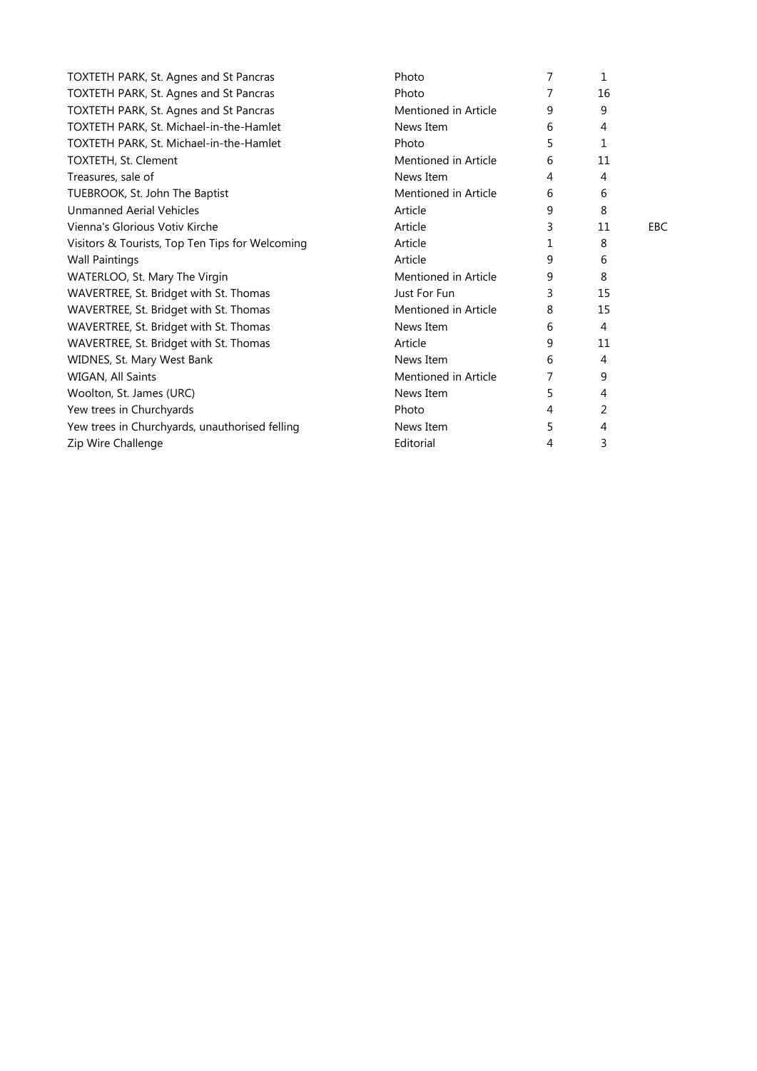| | | | | |
|---|---|---|---|---|
| TOXTETH PARK, St. Agnes and St Pancras | Photo | 7 | 1 | |
| TOXTETH PARK, St. Agnes and St Pancras | Photo | 7 | 16 | |
| TOXTETH PARK, St. Agnes and St Pancras | Mentioned in Article | 9 | 9 | |
| TOXTETH PARK, St. Michael-in-the-Hamlet | News Item | 6 | 4 | |
| TOXTETH PARK, St. Michael-in-the-Hamlet | Photo | 5 | 1 | |
| TOXTETH, St. Clement | Mentioned in Article | 6 | 11 | |
| Treasures, sale of | News Item | 4 | 4 | |
| TUEBROOK, St. John The Baptist | Mentioned in Article | 6 | 6 | |
| Unmanned Aerial Vehicles | Article | 9 | 8 | |
| Vienna's Glorious Votiv Kirche | Article | 3 | 11 | EBC |
| Visitors & Tourists, Top Ten Tips for Welcoming | Article | 1 | 8 | |
| Wall Paintings | Article | 9 | 6 | |
| WATERLOO, St. Mary The Virgin | Mentioned in Article | 9 | 8 | |
| WAVERTREE, St. Bridget with St. Thomas | Just For Fun | 3 | 15 | |
| WAVERTREE, St. Bridget with St. Thomas | Mentioned in Article | 8 | 15 | |
| WAVERTREE, St. Bridget with St. Thomas | News Item | 6 | 4 | |
| WAVERTREE, St. Bridget with St. Thomas | Article | 9 | 11 | |
| WIDNES, St. Mary West Bank | News Item | 6 | 4 | |
| WIGAN, All Saints | Mentioned in Article | 7 | 9 | |
| Woolton, St. James (URC) | News Item | 5 | 4 | |
| Yew trees in Churchyards | Photo | 4 | 2 | |
| Yew trees in Churchyards, unauthorised felling | News Item | 5 | 4 | |
| Zip Wire Challenge | Editorial | 4 | 3 | |